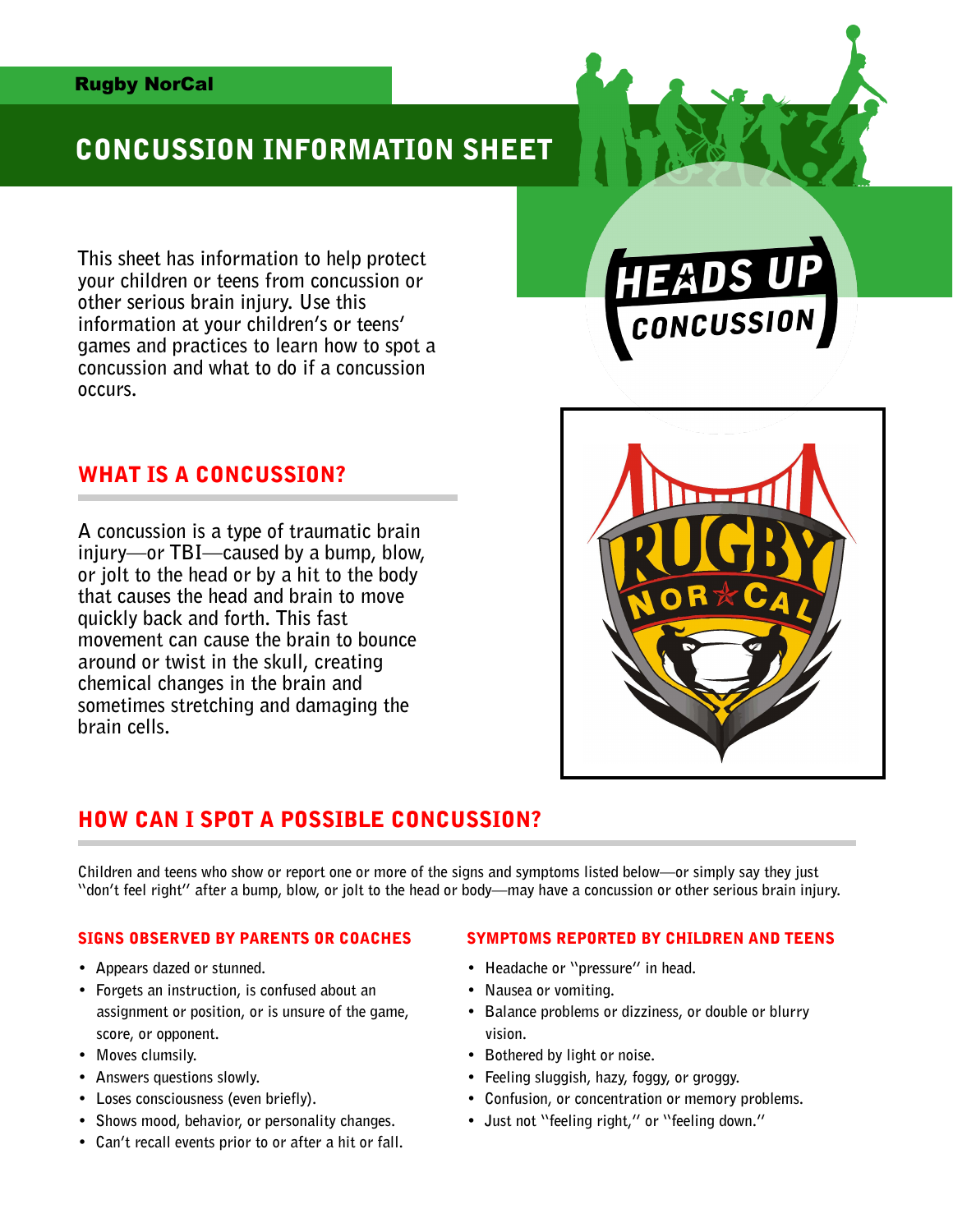Rugby NorCal

# CONCUSSION INFORMATION SHEET

This sheet has information to help protect your children or teens from concussion or other serious brain injury. Use this information at your children's or teens' games and practices to learn how to spot a concussion and what to do if a concussion occurs.

## WHAT IS A CONCUSSION?

A concussion is a type of traumatic brain injury—or TBI—caused by a bump, blow, or jolt to the head or by a hit to the body that causes the head and brain to move quickly back and forth. This fast movement can cause the brain to bounce around or twist in the skull, creating chemical changes in the brain and sometimes stretching and damaging the brain cells.

## HOW CAN I SPOT A POSSIBLE CONCUSSION?

Children and teens who show or report one or more of the signs and symptoms listed below—or simply say they just "don't feel right" after a bump, blow, or jolt to the head or body—may have a concussion or other serious brain injury.

### SIGNS OBSERVED BY PARENTS OR COACHES

- Appears dazed or stunned.
- Forgets an instruction, is confused about an assignment or position, or is unsure of the game, score, or opponent.
- Moves clumsily.
- Answers questions slowly.
- Loses consciousness (even briefly).
- Shows mood, behavior, or personality changes.
- Can't recall events prior to or after a hit or fall.

### SYMPTOMS REPORTED BY CHILDREN AND TEENS

- Headache or "pressure" in head.
- Nausea or vomiting.
- Balance problems or dizziness, or double or blurry vision.
- Bothered by light or noise.
- Feeling sluggish, hazy, foggy, or groggy.
- Confusion, or concentration or memory problems.
- Just not "feeling right," or "feeling down."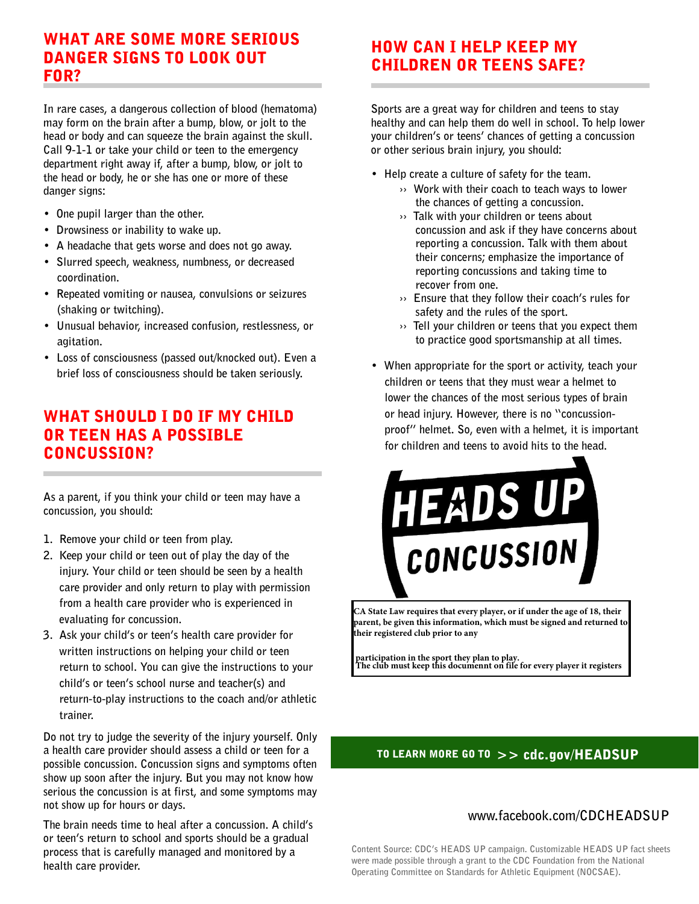## WHAT ARE SOME MORE SERIOUS DANGER SIGNS TO LOOK OUT FOR?

In rare cases, a dangerous collection of blood (hematoma) may form on the brain after a bump, blow, or jolt to the head or body and can squeeze the brain against the skull. Call 9-1-1 or take your child or teen to the emergency department right away if, after a bump, blow, or jolt to the head or body, he or she has one or more of these danger signs:

- One pupil larger than the other.
- Drowsiness or inability to wake up.
- A headache that gets worse and does not go away.
- Slurred speech, weakness, numbness, or decreased coordination.
- Repeated vomiting or nausea, convulsions or seizures (shaking or twitching).
- Unusual behavior, increased confusion, restlessness, or agitation.
- Loss of consciousness (passed out/knocked out). Even a brief loss of consciousness should be taken seriously.

## WHAT SHOULD I DO IF MY CHILD OR TEEN HAS A POSSIBLE CONCUSSION?

As a parent, if you think your child or teen may have a concussion, you should:

1. Remove your child or teen from play.
2. Keep your child or teen out of play the day of the injury. Your child or teen should be seen by a health care provider and only return to play with permission from a health care provider who is experienced in evaluating for concussion.
3. Ask your child's or teen's health care provider for written instructions on helping your child or teen return to school. You can give the instructions to your child's or teen's school nurse and teacher(s) and return-to-play instructions to the coach and/or athletic trainer.

Do not try to judge the severity of the injury yourself. Only a health care provider should assess a child or teen for a possible concussion. Concussion signs and symptoms often show up soon after the injury. But you may not know how serious the concussion is at first, and some symptoms may not show up for hours or days.

The brain needs time to heal after a concussion. A child's or teen's return to school and sports should be a gradual process that is carefully managed and monitored by a health care provider.

## HOW CAN I HELP KEEP MY CHILDREN OR TEENS SAFE?

Sports are a great way for children and teens to stay healthy and can help them do well in school. To help lower your children's or teens' chances of getting a concussion or other serious brain injury, you should:

- Help create a culture of safety for the team.
  - Work with their coach to teach ways to lower the chances of getting a concussion.
  - Talk with your children or teens about concussion and ask if they have concerns about reporting a concussion. Talk with them about their concerns; emphasize the importance of reporting concussions and taking time to recover from one.
  - Ensure that they follow their coach's rules for safety and the rules of the sport.
  - Tell your children or teens that you expect them to practice good sportsmanship at all times.
- When appropriate for the sport or activity, teach your children or teens that they must wear a helmet to lower the chances of the most serious types of brain or head injury. However, there is no "concussion-proof" helmet. So, even with a helmet, it is important for children and teens to avoid hits to the head.

HEADS UP CONCUSSION

**CA State Law requires that every player, or if under the age of 18, their parent, be given this information, which must be signed and returned to their registered club prior to any**

**participation in the sport they plan to play.**
**The club must keep this documennt on file for every player it registers**

TO LEARN MORE GO TO >> cdc.gov/HEADSUP

www.facebook.com/CDCHEADSUP

Content Source: CDC's HEADS UP campaign. Customizable HEADS UP fact sheets were made possible through a grant to the CDC Foundation from the National Operating Committee on Standards for Athletic Equipment (NOCSAE).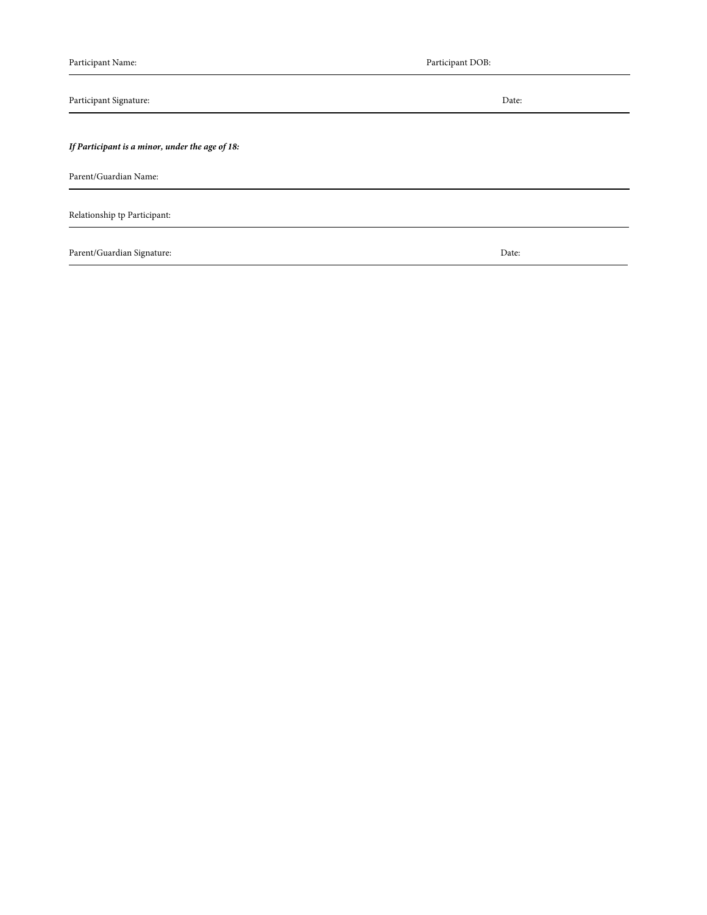Participant Name: Participant DOB:

---

Participant Signature: Date:

---

***If Participant is a minor, under the age of 18:***

Parent/Guardian Name:

---

Relationship tp Participant:

---

Parent/Guardian Signature: Date:

---